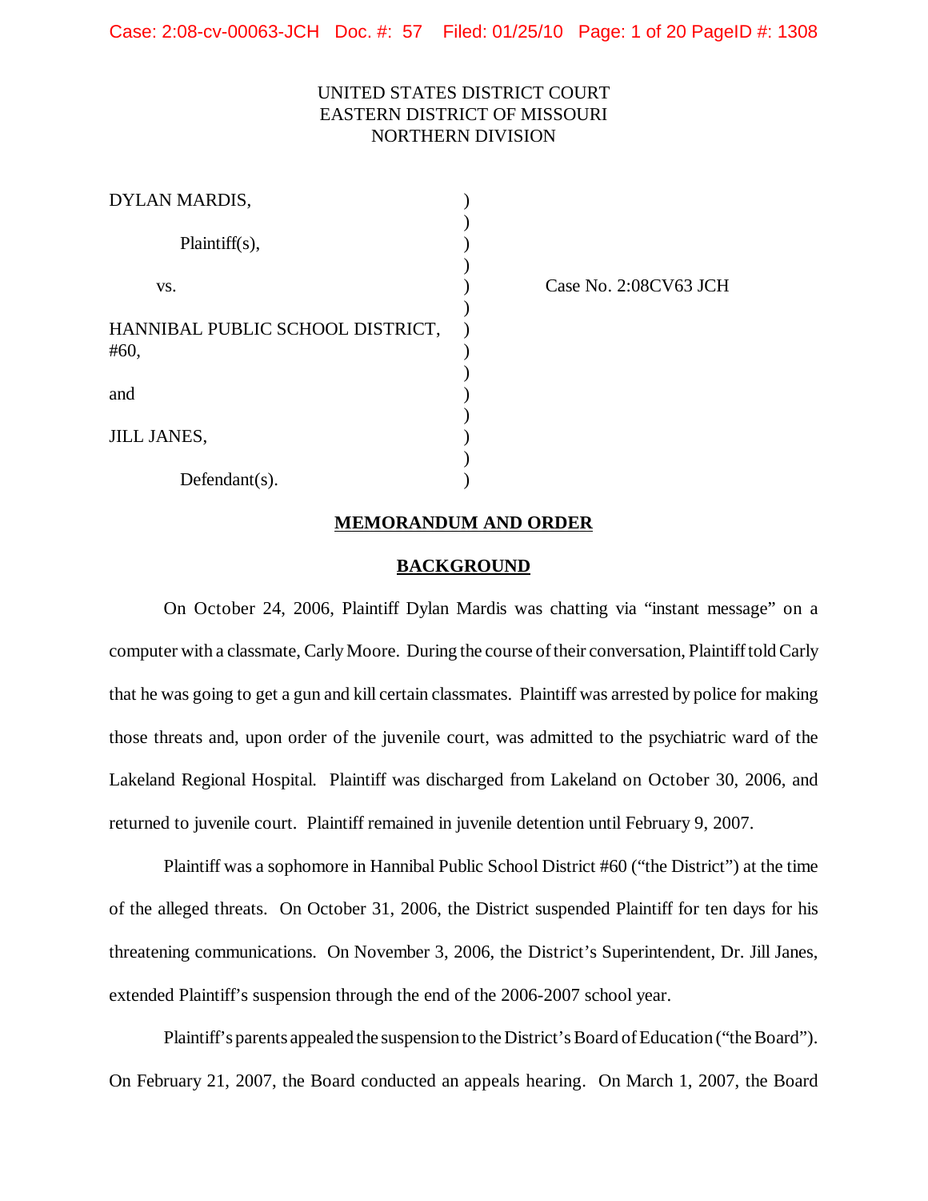UNITED STATES DISTRICT COURT
EASTERN DISTRICT OF MISSOURI
NORTHERN DIVISION

| | | |
|---|---|---|
| DYLAN MARDIS, | ) | |
| Plaintiff(s), | ) | |
| vs. | ) | Case No. 2:08CV63 JCH |
| HANNIBAL PUBLIC SCHOOL DISTRICT, #60, | ) | |
| and | ) | |
| JILL JANES, | ) | |
| Defendant(s). | ) | |

## MEMORANDUM AND ORDER

### BACKGROUND

On October 24, 2006, Plaintiff Dylan Mardis was chatting via "instant message" on a computer with a classmate, Carly Moore. During the course of their conversation, Plaintiff told Carly that he was going to get a gun and kill certain classmates. Plaintiff was arrested by police for making those threats and, upon order of the juvenile court, was admitted to the psychiatric ward of the Lakeland Regional Hospital. Plaintiff was discharged from Lakeland on October 30, 2006, and returned to juvenile court. Plaintiff remained in juvenile detention until February 9, 2007.

Plaintiff was a sophomore in Hannibal Public School District #60 ("the District") at the time of the alleged threats. On October 31, 2006, the District suspended Plaintiff for ten days for his threatening communications. On November 3, 2006, the District's Superintendent, Dr. Jill Janes, extended Plaintiff's suspension through the end of the 2006-2007 school year.

Plaintiff's parents appealed the suspension to the District's Board of Education ("the Board"). On February 21, 2007, the Board conducted an appeals hearing. On March 1, 2007, the Board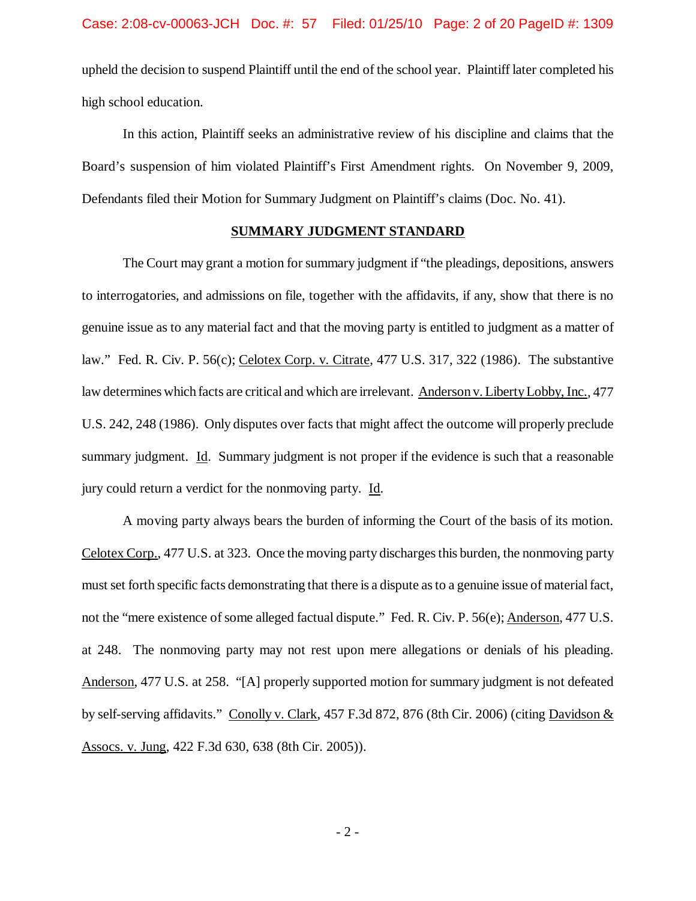upheld the decision to suspend Plaintiff until the end of the school year. Plaintiff later completed his high school education.

In this action, Plaintiff seeks an administrative review of his discipline and claims that the Board's suspension of him violated Plaintiff's First Amendment rights. On November 9, 2009, Defendants filed their Motion for Summary Judgment on Plaintiff's claims (Doc. No. 41).

**SUMMARY JUDGMENT STANDARD**

The Court may grant a motion for summary judgment if "the pleadings, depositions, answers to interrogatories, and admissions on file, together with the affidavits, if any, show that there is no genuine issue as to any material fact and that the moving party is entitled to judgment as a matter of law." Fed. R. Civ. P. 56(c); Celotex Corp. v. Citrate, 477 U.S. 317, 322 (1986). The substantive law determines which facts are critical and which are irrelevant. Anderson v. Liberty Lobby, Inc., 477 U.S. 242, 248 (1986). Only disputes over facts that might affect the outcome will properly preclude summary judgment. Id. Summary judgment is not proper if the evidence is such that a reasonable jury could return a verdict for the nonmoving party. Id.

A moving party always bears the burden of informing the Court of the basis of its motion. Celotex Corp., 477 U.S. at 323. Once the moving party discharges this burden, the nonmoving party must set forth specific facts demonstrating that there is a dispute as to a genuine issue of material fact, not the "mere existence of some alleged factual dispute." Fed. R. Civ. P. 56(e); Anderson, 477 U.S. at 248. The nonmoving party may not rest upon mere allegations or denials of his pleading. Anderson, 477 U.S. at 258. "[A] properly supported motion for summary judgment is not defeated by self-serving affidavits." Conolly v. Clark, 457 F.3d 872, 876 (8th Cir. 2006) (citing Davidson & Assocs. v. Jung, 422 F.3d 630, 638 (8th Cir. 2005)).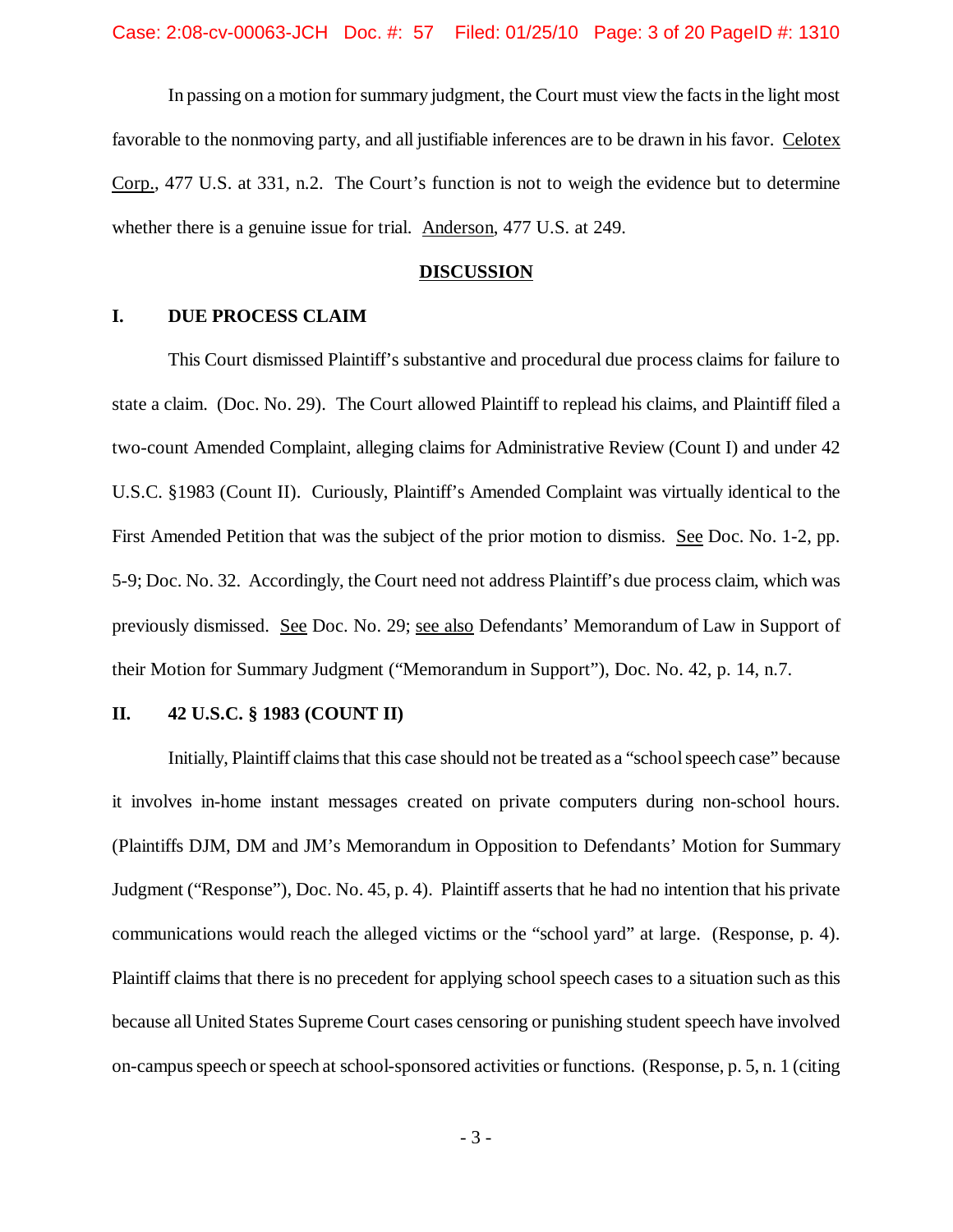In passing on a motion for summary judgment, the Court must view the facts in the light most favorable to the nonmoving party, and all justifiable inferences are to be drawn in his favor. Celotex Corp., 477 U.S. at 331, n.2. The Court's function is not to weigh the evidence but to determine whether there is a genuine issue for trial. Anderson, 477 U.S. at 249.

## DISCUSSION

### I. DUE PROCESS CLAIM

This Court dismissed Plaintiff's substantive and procedural due process claims for failure to state a claim. (Doc. No. 29). The Court allowed Plaintiff to replead his claims, and Plaintiff filed a two-count Amended Complaint, alleging claims for Administrative Review (Count I) and under 42 U.S.C. §1983 (Count II). Curiously, Plaintiff's Amended Complaint was virtually identical to the First Amended Petition that was the subject of the prior motion to dismiss. See Doc. No. 1-2, pp. 5-9; Doc. No. 32. Accordingly, the Court need not address Plaintiff's due process claim, which was previously dismissed. See Doc. No. 29; see also Defendants' Memorandum of Law in Support of their Motion for Summary Judgment ("Memorandum in Support"), Doc. No. 42, p. 14, n.7.

### II. 42 U.S.C. § 1983 (COUNT II)

Initially, Plaintiff claims that this case should not be treated as a "school speech case" because it involves in-home instant messages created on private computers during non-school hours. (Plaintiffs DJM, DM and JM's Memorandum in Opposition to Defendants' Motion for Summary Judgment ("Response"), Doc. No. 45, p. 4). Plaintiff asserts that he had no intention that his private communications would reach the alleged victims or the "school yard" at large. (Response, p. 4). Plaintiff claims that there is no precedent for applying school speech cases to a situation such as this because all United States Supreme Court cases censoring or punishing student speech have involved on-campus speech or speech at school-sponsored activities or functions. (Response, p. 5, n. 1 (citing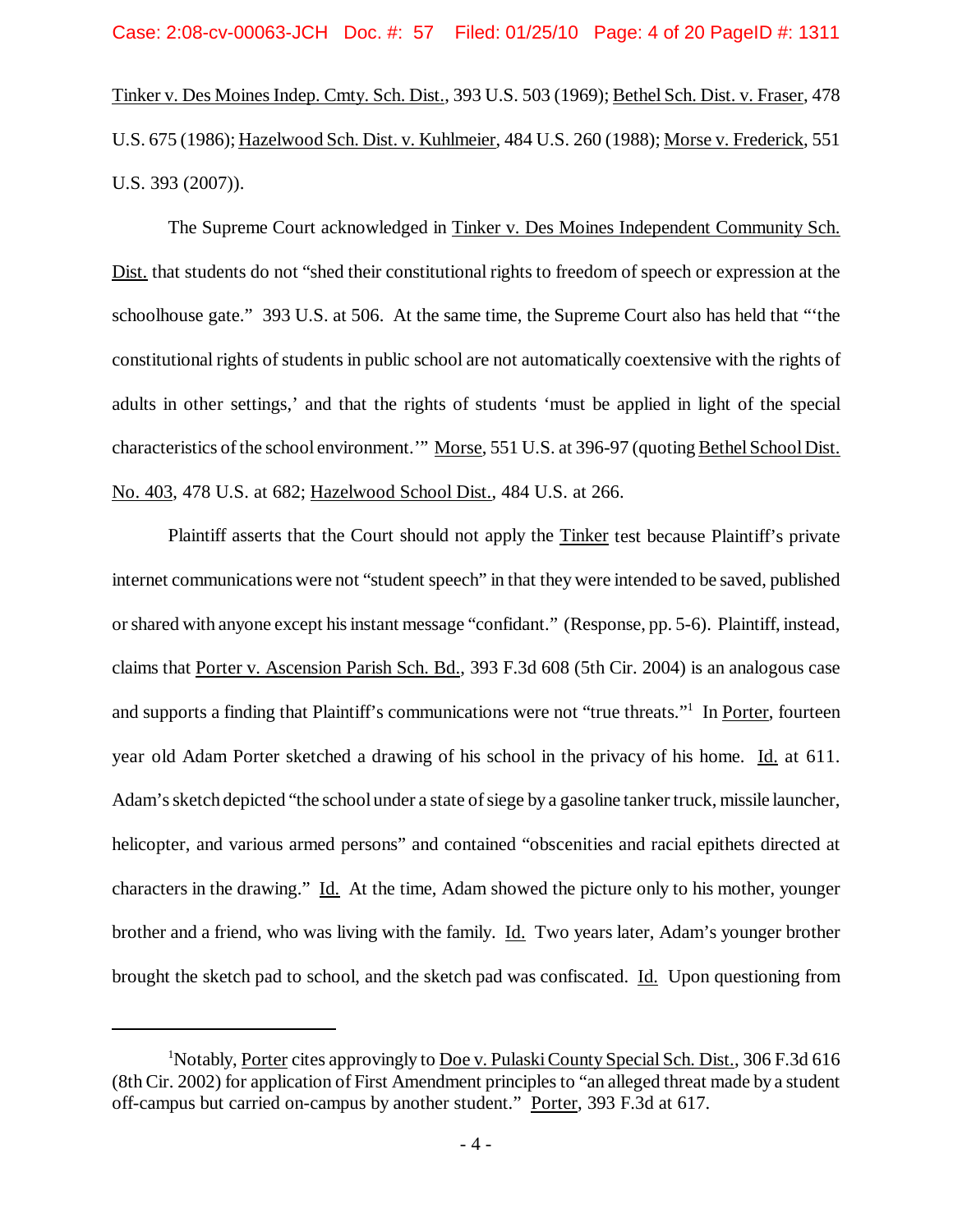Tinker v. Des Moines Indep. Cmty. Sch. Dist., 393 U.S. 503 (1969); Bethel Sch. Dist. v. Fraser, 478 U.S. 675 (1986); Hazelwood Sch. Dist. v. Kuhlmeier, 484 U.S. 260 (1988); Morse v. Frederick, 551 U.S. 393 (2007)).

The Supreme Court acknowledged in Tinker v. Des Moines Independent Community Sch. Dist. that students do not "shed their constitutional rights to freedom of speech or expression at the schoolhouse gate." 393 U.S. at 506. At the same time, the Supreme Court also has held that "'the constitutional rights of students in public school are not automatically coextensive with the rights of adults in other settings,' and that the rights of students 'must be applied in light of the special characteristics of the school environment.'" Morse, 551 U.S. at 396-97 (quoting Bethel School Dist. No. 403, 478 U.S. at 682; Hazelwood School Dist., 484 U.S. at 266.

Plaintiff asserts that the Court should not apply the Tinker test because Plaintiff's private internet communications were not "student speech" in that they were intended to be saved, published or shared with anyone except his instant message "confidant." (Response, pp. 5-6). Plaintiff, instead, claims that Porter v. Ascension Parish Sch. Bd., 393 F.3d 608 (5th Cir. 2004) is an analogous case and supports a finding that Plaintiff's communications were not "true threats."[1] In Porter, fourteen year old Adam Porter sketched a drawing of his school in the privacy of his home. Id. at 611. Adam's sketch depicted "the school under a state of siege by a gasoline tanker truck, missile launcher, helicopter, and various armed persons" and contained "obscenities and racial epithets directed at characters in the drawing." Id. At the time, Adam showed the picture only to his mother, younger brother and a friend, who was living with the family. Id. Two years later, Adam's younger brother brought the sketch pad to school, and the sketch pad was confiscated. Id. Upon questioning from

[1] Notably, Porter cites approvingly to Doe v. Pulaski County Special Sch. Dist., 306 F.3d 616 (8th Cir. 2002) for application of First Amendment principles to "an alleged threat made by a student off-campus but carried on-campus by another student." Porter, 393 F.3d at 617.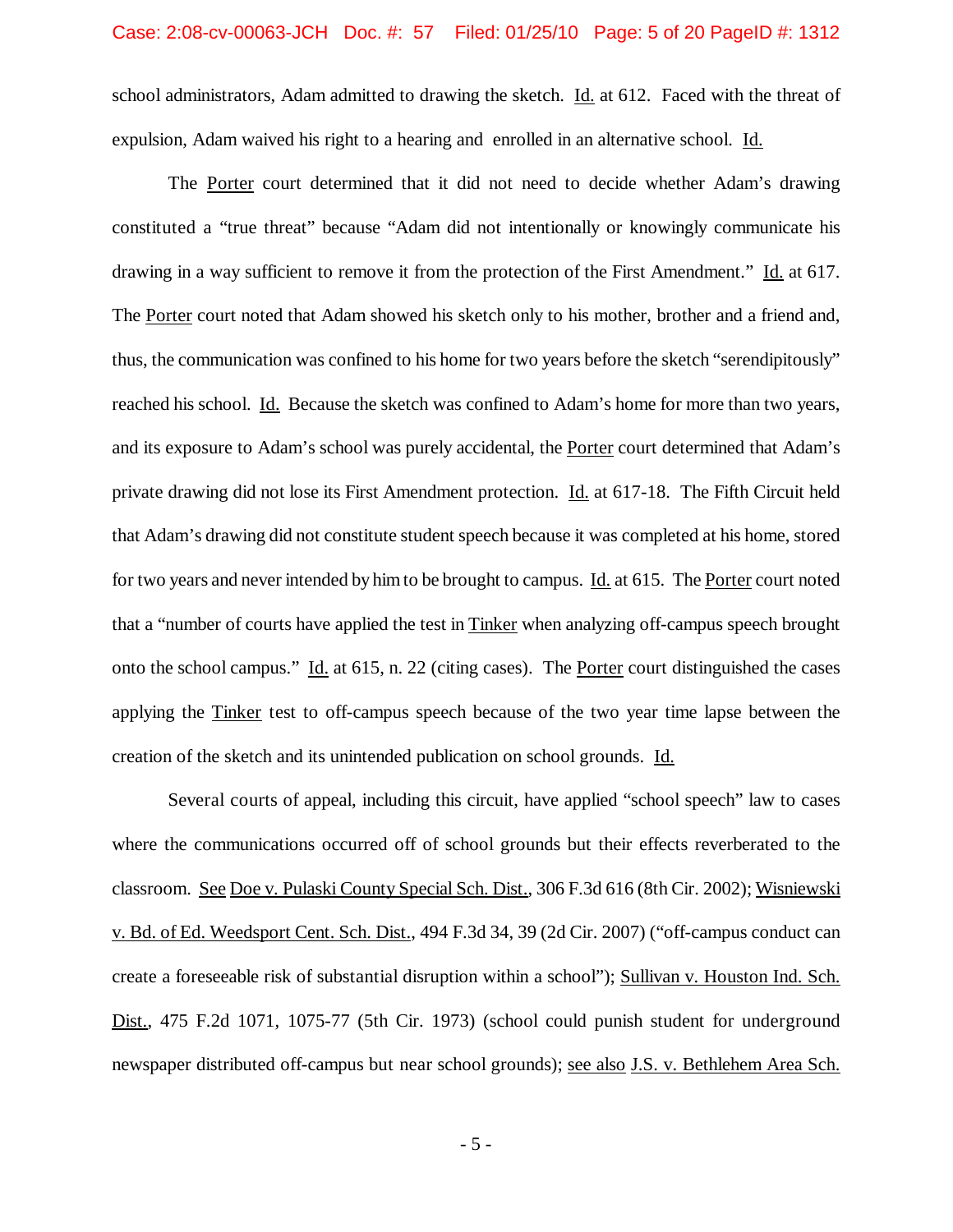school administrators, Adam admitted to drawing the sketch. Id. at 612. Faced with the threat of expulsion, Adam waived his right to a hearing and enrolled in an alternative school. Id.

The Porter court determined that it did not need to decide whether Adam's drawing constituted a "true threat" because "Adam did not intentionally or knowingly communicate his drawing in a way sufficient to remove it from the protection of the First Amendment." Id. at 617. The Porter court noted that Adam showed his sketch only to his mother, brother and a friend and, thus, the communication was confined to his home for two years before the sketch "serendipitously" reached his school. Id. Because the sketch was confined to Adam's home for more than two years, and its exposure to Adam's school was purely accidental, the Porter court determined that Adam's private drawing did not lose its First Amendment protection. Id. at 617-18. The Fifth Circuit held that Adam's drawing did not constitute student speech because it was completed at his home, stored for two years and never intended by him to be brought to campus. Id. at 615. The Porter court noted that a "number of courts have applied the test in Tinker when analyzing off-campus speech brought onto the school campus." Id. at 615, n. 22 (citing cases). The Porter court distinguished the cases applying the Tinker test to off-campus speech because of the two year time lapse between the creation of the sketch and its unintended publication on school grounds. Id.

Several courts of appeal, including this circuit, have applied "school speech" law to cases where the communications occurred off of school grounds but their effects reverberated to the classroom. See Doe v. Pulaski County Special Sch. Dist., 306 F.3d 616 (8th Cir. 2002); Wisniewski v. Bd. of Ed. Weedsport Cent. Sch. Dist., 494 F.3d 34, 39 (2d Cir. 2007) ("off-campus conduct can create a foreseeable risk of substantial disruption within a school"); Sullivan v. Houston Ind. Sch. Dist., 475 F.2d 1071, 1075-77 (5th Cir. 1973) (school could punish student for underground newspaper distributed off-campus but near school grounds); see also J.S. v. Bethlehem Area Sch.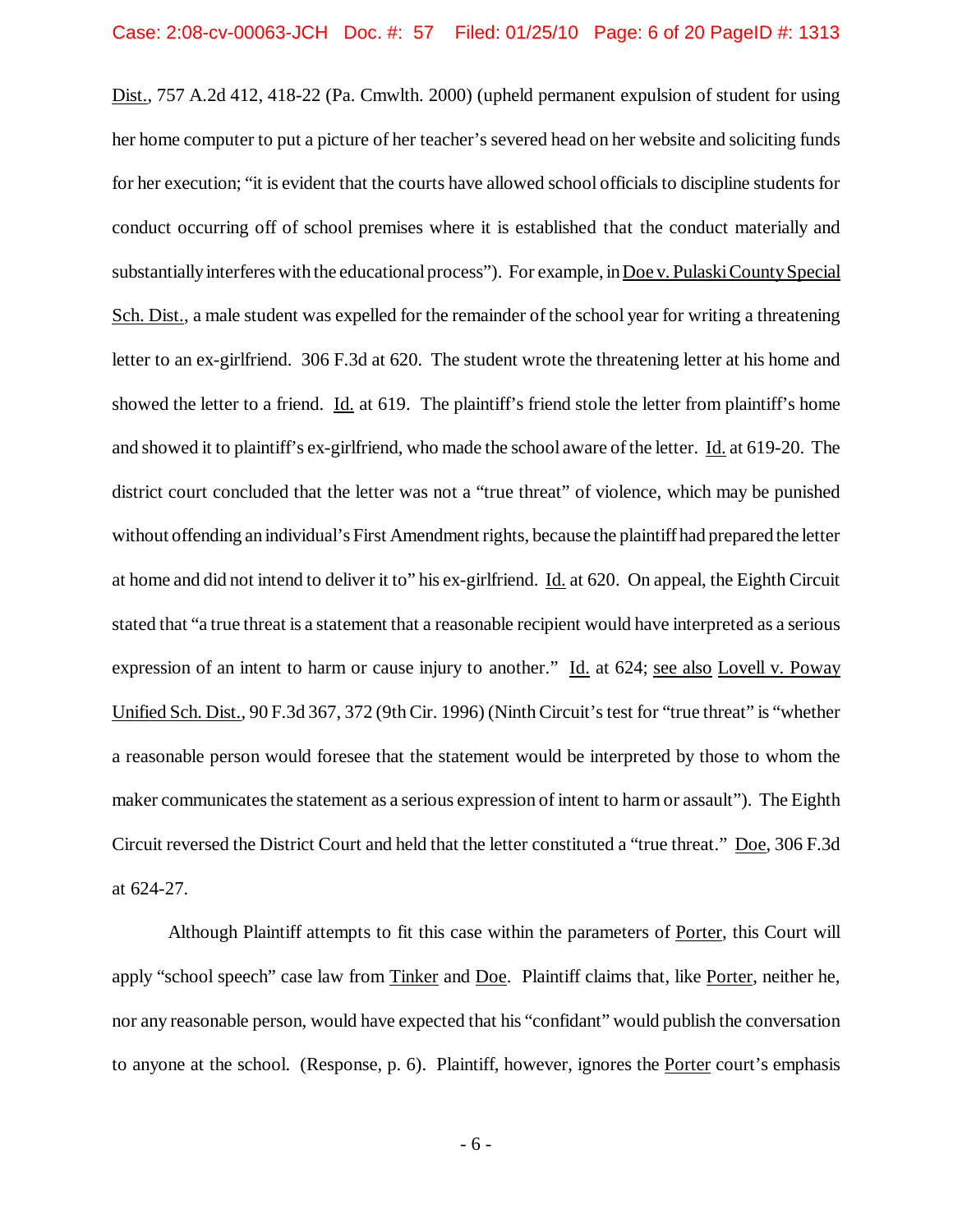Dist., 757 A.2d 412, 418-22 (Pa. Cmwlth. 2000) (upheld permanent expulsion of student for using her home computer to put a picture of her teacher's severed head on her website and soliciting funds for her execution; "it is evident that the courts have allowed school officials to discipline students for conduct occurring off of school premises where it is established that the conduct materially and substantially interferes with the educational process"). For example, in Doe v. Pulaski County Special Sch. Dist., a male student was expelled for the remainder of the school year for writing a threatening letter to an ex-girlfriend. 306 F.3d at 620. The student wrote the threatening letter at his home and showed the letter to a friend. Id. at 619. The plaintiff's friend stole the letter from plaintiff's home and showed it to plaintiff's ex-girlfriend, who made the school aware of the letter. Id. at 619-20. The district court concluded that the letter was not a "true threat" of violence, which may be punished without offending an individual's First Amendment rights, because the plaintiff had prepared the letter at home and did not intend to deliver it to" his ex-girlfriend. Id. at 620. On appeal, the Eighth Circuit stated that "a true threat is a statement that a reasonable recipient would have interpreted as a serious expression of an intent to harm or cause injury to another." Id. at 624; see also Lovell v. Poway Unified Sch. Dist., 90 F.3d 367, 372 (9th Cir. 1996) (Ninth Circuit's test for "true threat" is "whether a reasonable person would foresee that the statement would be interpreted by those to whom the maker communicates the statement as a serious expression of intent to harm or assault"). The Eighth Circuit reversed the District Court and held that the letter constituted a "true threat." Doe, 306 F.3d at 624-27.

Although Plaintiff attempts to fit this case within the parameters of Porter, this Court will apply "school speech" case law from Tinker and Doe. Plaintiff claims that, like Porter, neither he, nor any reasonable person, would have expected that his "confidant" would publish the conversation to anyone at the school. (Response, p. 6). Plaintiff, however, ignores the Porter court's emphasis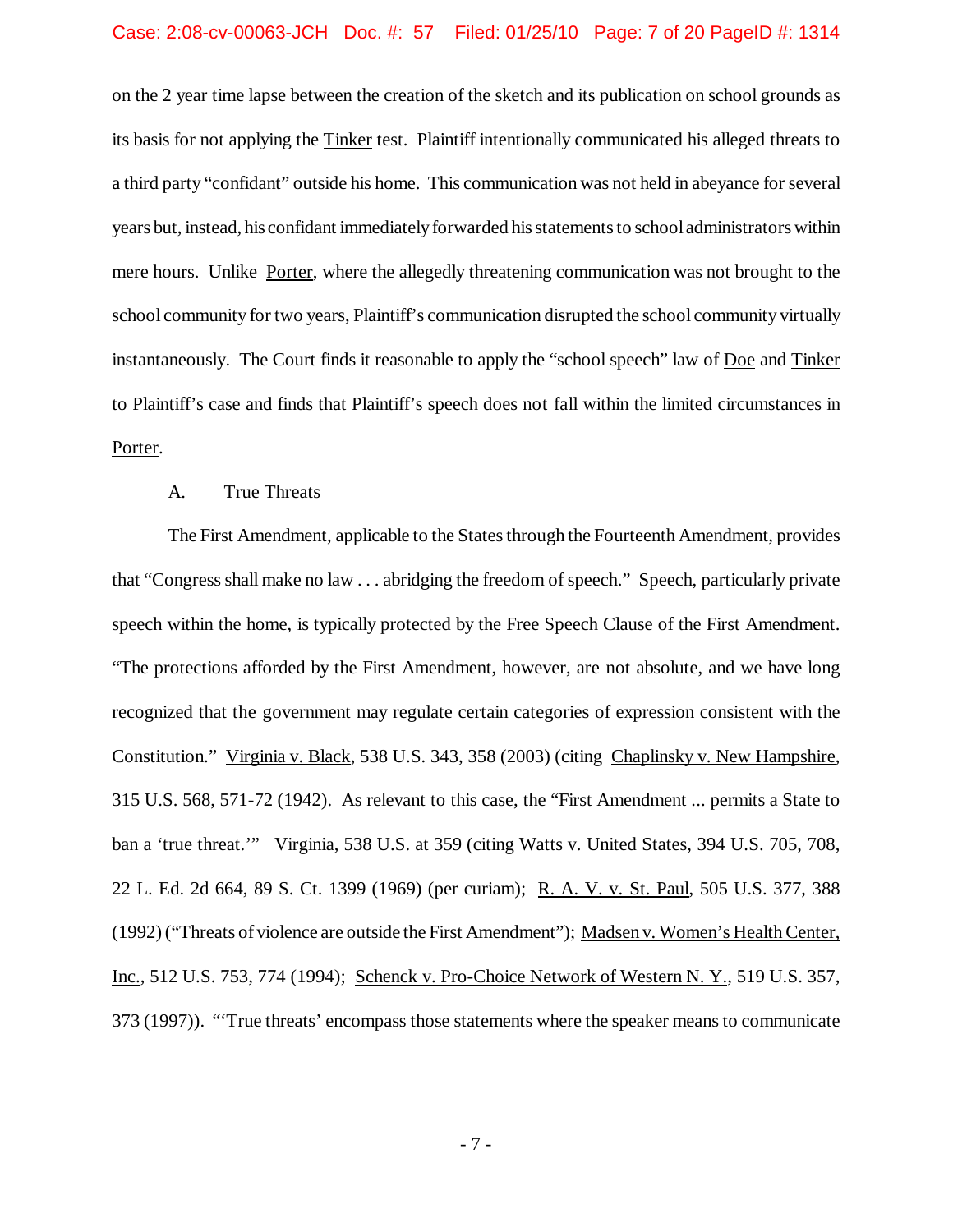on the 2 year time lapse between the creation of the sketch and its publication on school grounds as its basis for not applying the Tinker test. Plaintiff intentionally communicated his alleged threats to a third party "confidant" outside his home. This communication was not held in abeyance for several years but, instead, his confidant immediately forwarded his statements to school administrators within mere hours. Unlike Porter, where the allegedly threatening communication was not brought to the school community for two years, Plaintiff's communication disrupted the school community virtually instantaneously. The Court finds it reasonable to apply the "school speech" law of Doe and Tinker to Plaintiff's case and finds that Plaintiff's speech does not fall within the limited circumstances in Porter.

A. True Threats

The First Amendment, applicable to the States through the Fourteenth Amendment, provides that "Congress shall make no law . . . abridging the freedom of speech." Speech, particularly private speech within the home, is typically protected by the Free Speech Clause of the First Amendment. "The protections afforded by the First Amendment, however, are not absolute, and we have long recognized that the government may regulate certain categories of expression consistent with the Constitution." Virginia v. Black, 538 U.S. 343, 358 (2003) (citing Chaplinsky v. New Hampshire, 315 U.S. 568, 571-72 (1942). As relevant to this case, the "First Amendment ... permits a State to ban a 'true threat.'" Virginia, 538 U.S. at 359 (citing Watts v. United States, 394 U.S. 705, 708, 22 L. Ed. 2d 664, 89 S. Ct. 1399 (1969) (per curiam); R. A. V. v. St. Paul, 505 U.S. 377, 388 (1992) ("Threats of violence are outside the First Amendment"); Madsen v. Women's Health Center, Inc., 512 U.S. 753, 774 (1994); Schenck v. Pro-Choice Network of Western N. Y., 519 U.S. 357, 373 (1997)). "'True threats' encompass those statements where the speaker means to communicate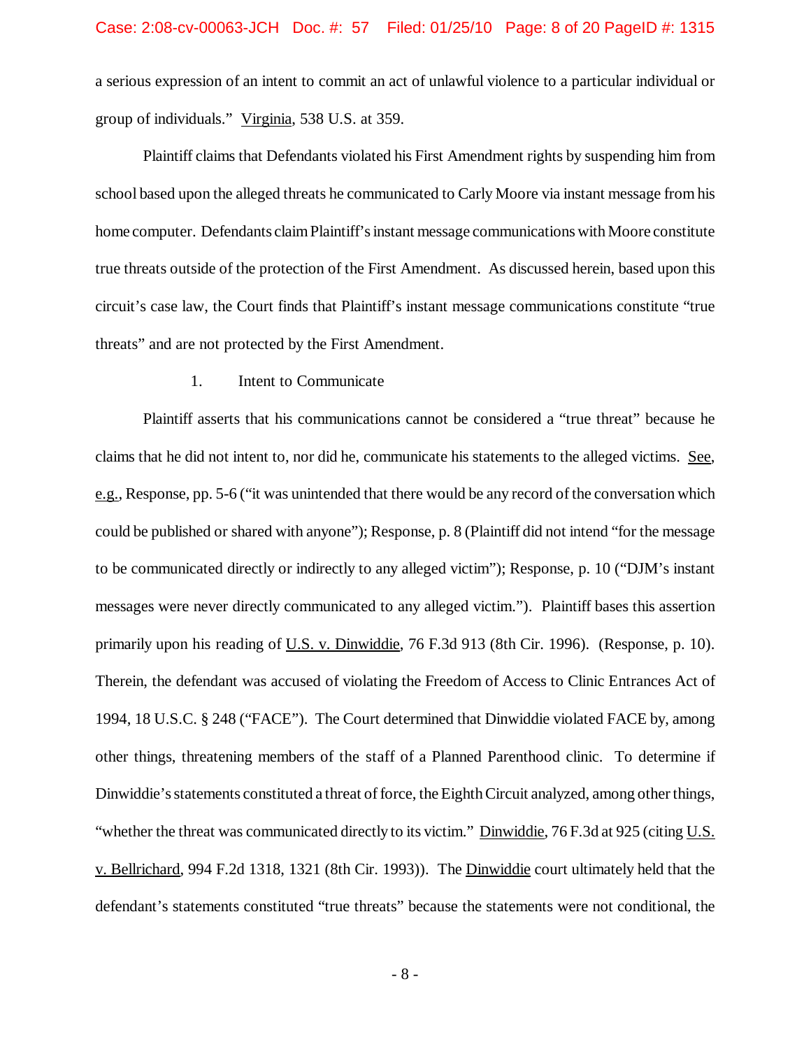a serious expression of an intent to commit an act of unlawful violence to a particular individual or group of individuals." Virginia, 538 U.S. at 359.

Plaintiff claims that Defendants violated his First Amendment rights by suspending him from school based upon the alleged threats he communicated to Carly Moore via instant message from his home computer. Defendants claim Plaintiff's instant message communications with Moore constitute true threats outside of the protection of the First Amendment. As discussed herein, based upon this circuit's case law, the Court finds that Plaintiff's instant message communications constitute "true threats" and are not protected by the First Amendment.

1. Intent to Communicate

Plaintiff asserts that his communications cannot be considered a "true threat" because he claims that he did not intent to, nor did he, communicate his statements to the alleged victims. See, e.g., Response, pp. 5-6 ("it was unintended that there would be any record of the conversation which could be published or shared with anyone"); Response, p. 8 (Plaintiff did not intend "for the message to be communicated directly or indirectly to any alleged victim"); Response, p. 10 ("DJM's instant messages were never directly communicated to any alleged victim."). Plaintiff bases this assertion primarily upon his reading of U.S. v. Dinwiddie, 76 F.3d 913 (8th Cir. 1996). (Response, p. 10). Therein, the defendant was accused of violating the Freedom of Access to Clinic Entrances Act of 1994, 18 U.S.C. § 248 ("FACE"). The Court determined that Dinwiddie violated FACE by, among other things, threatening members of the staff of a Planned Parenthood clinic. To determine if Dinwiddie's statements constituted a threat of force, the Eighth Circuit analyzed, among other things, "whether the threat was communicated directly to its victim." Dinwiddie, 76 F.3d at 925 (citing U.S. v. Bellrichard, 994 F.2d 1318, 1321 (8th Cir. 1993)). The Dinwiddie court ultimately held that the defendant's statements constituted "true threats" because the statements were not conditional, the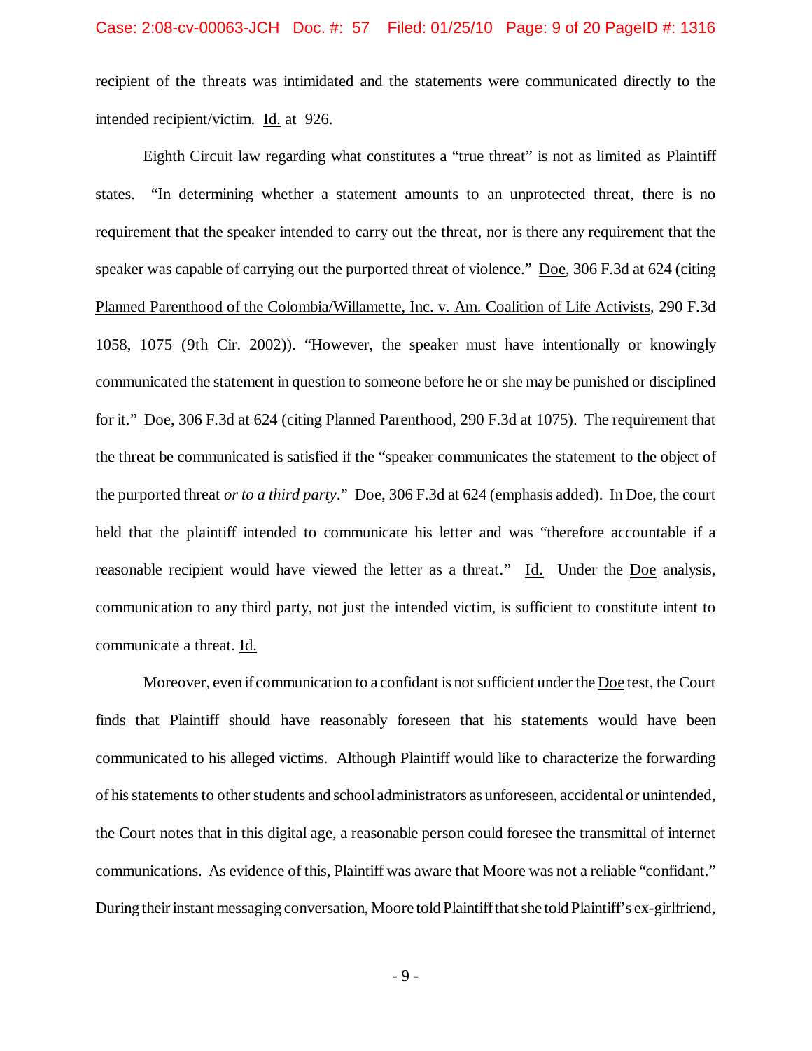recipient of the threats was intimidated and the statements were communicated directly to the intended recipient/victim. Id. at 926.

Eighth Circuit law regarding what constitutes a "true threat" is not as limited as Plaintiff states. "In determining whether a statement amounts to an unprotected threat, there is no requirement that the speaker intended to carry out the threat, nor is there any requirement that the speaker was capable of carrying out the purported threat of violence." Doe, 306 F.3d at 624 (citing Planned Parenthood of the Colombia/Willamette, Inc. v. Am. Coalition of Life Activists, 290 F.3d 1058, 1075 (9th Cir. 2002)). "However, the speaker must have intentionally or knowingly communicated the statement in question to someone before he or she may be punished or disciplined for it." Doe, 306 F.3d at 624 (citing Planned Parenthood, 290 F.3d at 1075). The requirement that the threat be communicated is satisfied if the "speaker communicates the statement to the object of the purported threat *or to a third party*." Doe, 306 F.3d at 624 (emphasis added). In Doe, the court held that the plaintiff intended to communicate his letter and was "therefore accountable if a reasonable recipient would have viewed the letter as a threat." Id. Under the Doe analysis, communication to any third party, not just the intended victim, is sufficient to constitute intent to communicate a threat. Id.

Moreover, even if communication to a confidant is not sufficient under the Doe test, the Court finds that Plaintiff should have reasonably foreseen that his statements would have been communicated to his alleged victims. Although Plaintiff would like to characterize the forwarding of his statements to other students and school administrators as unforeseen, accidental or unintended, the Court notes that in this digital age, a reasonable person could foresee the transmittal of internet communications. As evidence of this, Plaintiff was aware that Moore was not a reliable "confidant." During their instant messaging conversation, Moore told Plaintiff that she told Plaintiff's ex-girlfriend,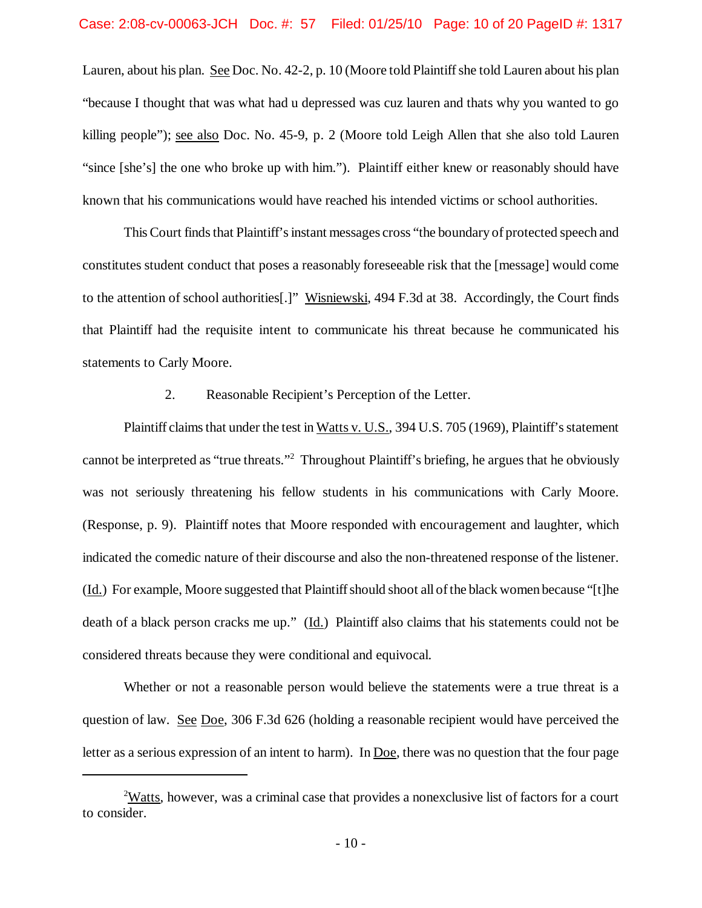Lauren, about his plan. See Doc. No. 42-2, p. 10 (Moore told Plaintiff she told Lauren about his plan "because I thought that was what had u depressed was cuz lauren and thats why you wanted to go killing people"); see also Doc. No. 45-9, p. 2 (Moore told Leigh Allen that she also told Lauren "since [she's] the one who broke up with him."). Plaintiff either knew or reasonably should have known that his communications would have reached his intended victims or school authorities.

This Court finds that Plaintiff's instant messages cross "the boundary of protected speech and constitutes student conduct that poses a reasonably foreseeable risk that the [message] would come to the attention of school authorities[.]" Wisniewski, 494 F.3d at 38. Accordingly, the Court finds that Plaintiff had the requisite intent to communicate his threat because he communicated his statements to Carly Moore.

2. Reasonable Recipient's Perception of the Letter.

Plaintiff claims that under the test in Watts v. U.S., 394 U.S. 705 (1969), Plaintiff's statement cannot be interpreted as "true threats."[2] Throughout Plaintiff's briefing, he argues that he obviously was not seriously threatening his fellow students in his communications with Carly Moore. (Response, p. 9). Plaintiff notes that Moore responded with encouragement and laughter, which indicated the comedic nature of their discourse and also the non-threatened response of the listener. (Id.) For example, Moore suggested that Plaintiff should shoot all of the black women because "[t]he death of a black person cracks me up." (Id.) Plaintiff also claims that his statements could not be considered threats because they were conditional and equivocal.

Whether or not a reasonable person would believe the statements were a true threat is a question of law. See Doe, 306 F.3d 626 (holding a reasonable recipient would have perceived the letter as a serious expression of an intent to harm). In Doe, there was no question that the four page

---

[2] Watts, however, was a criminal case that provides a nonexclusive list of factors for a court to consider.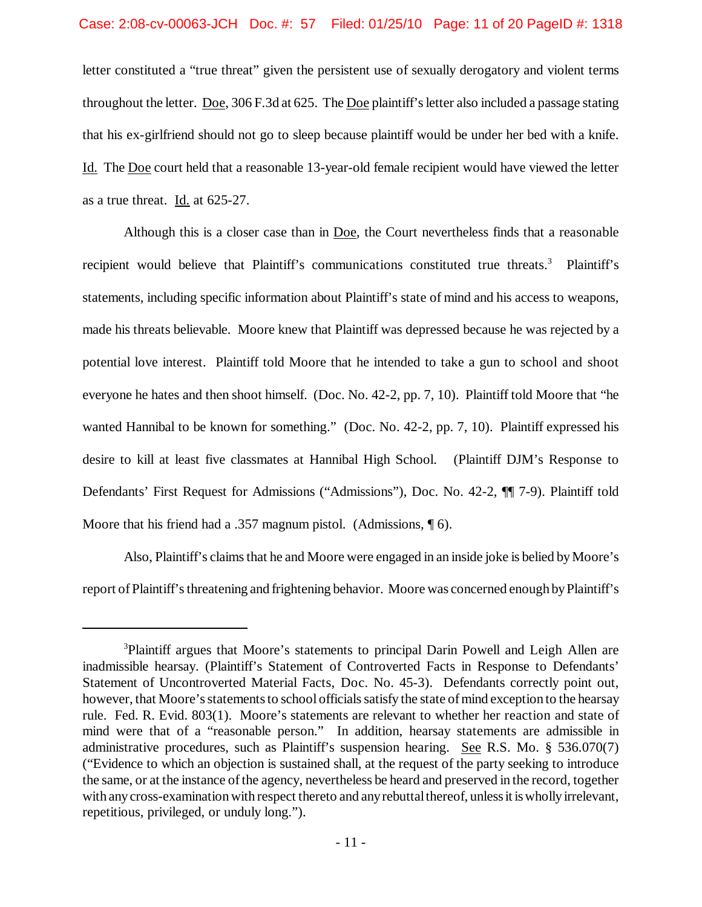letter constituted a "true threat" given the persistent use of sexually derogatory and violent terms throughout the letter. Doe, 306 F.3d at 625. The Doe plaintiff's letter also included a passage stating that his ex-girlfriend should not go to sleep because plaintiff would be under her bed with a knife. Id. The Doe court held that a reasonable 13-year-old female recipient would have viewed the letter as a true threat. Id. at 625-27.

Although this is a closer case than in Doe, the Court nevertheless finds that a reasonable recipient would believe that Plaintiff's communications constituted true threats.[3] Plaintiff's statements, including specific information about Plaintiff's state of mind and his access to weapons, made his threats believable. Moore knew that Plaintiff was depressed because he was rejected by a potential love interest. Plaintiff told Moore that he intended to take a gun to school and shoot everyone he hates and then shoot himself. (Doc. No. 42-2, pp. 7, 10). Plaintiff told Moore that "he wanted Hannibal to be known for something." (Doc. No. 42-2, pp. 7, 10). Plaintiff expressed his desire to kill at least five classmates at Hannibal High School. (Plaintiff DJM's Response to Defendants' First Request for Admissions ("Admissions"), Doc. No. 42-2, ¶¶ 7-9). Plaintiff told Moore that his friend had a .357 magnum pistol. (Admissions, ¶ 6).

Also, Plaintiff's claims that he and Moore were engaged in an inside joke is belied by Moore's report of Plaintiff's threatening and frightening behavior. Moore was concerned enough by Plaintiff's

---

[3]Plaintiff argues that Moore's statements to principal Darin Powell and Leigh Allen are inadmissible hearsay. (Plaintiff's Statement of Controverted Facts in Response to Defendants' Statement of Uncontroverted Material Facts, Doc. No. 45-3). Defendants correctly point out, however, that Moore's statements to school officials satisfy the state of mind exception to the hearsay rule. Fed. R. Evid. 803(1). Moore's statements are relevant to whether her reaction and state of mind were that of a "reasonable person." In addition, hearsay statements are admissible in administrative procedures, such as Plaintiff's suspension hearing. See R.S. Mo. § 536.070(7) ("Evidence to which an objection is sustained shall, at the request of the party seeking to introduce the same, or at the instance of the agency, nevertheless be heard and preserved in the record, together with any cross-examination with respect thereto and any rebuttal thereof, unless it is wholly irrelevant, repetitious, privileged, or unduly long.").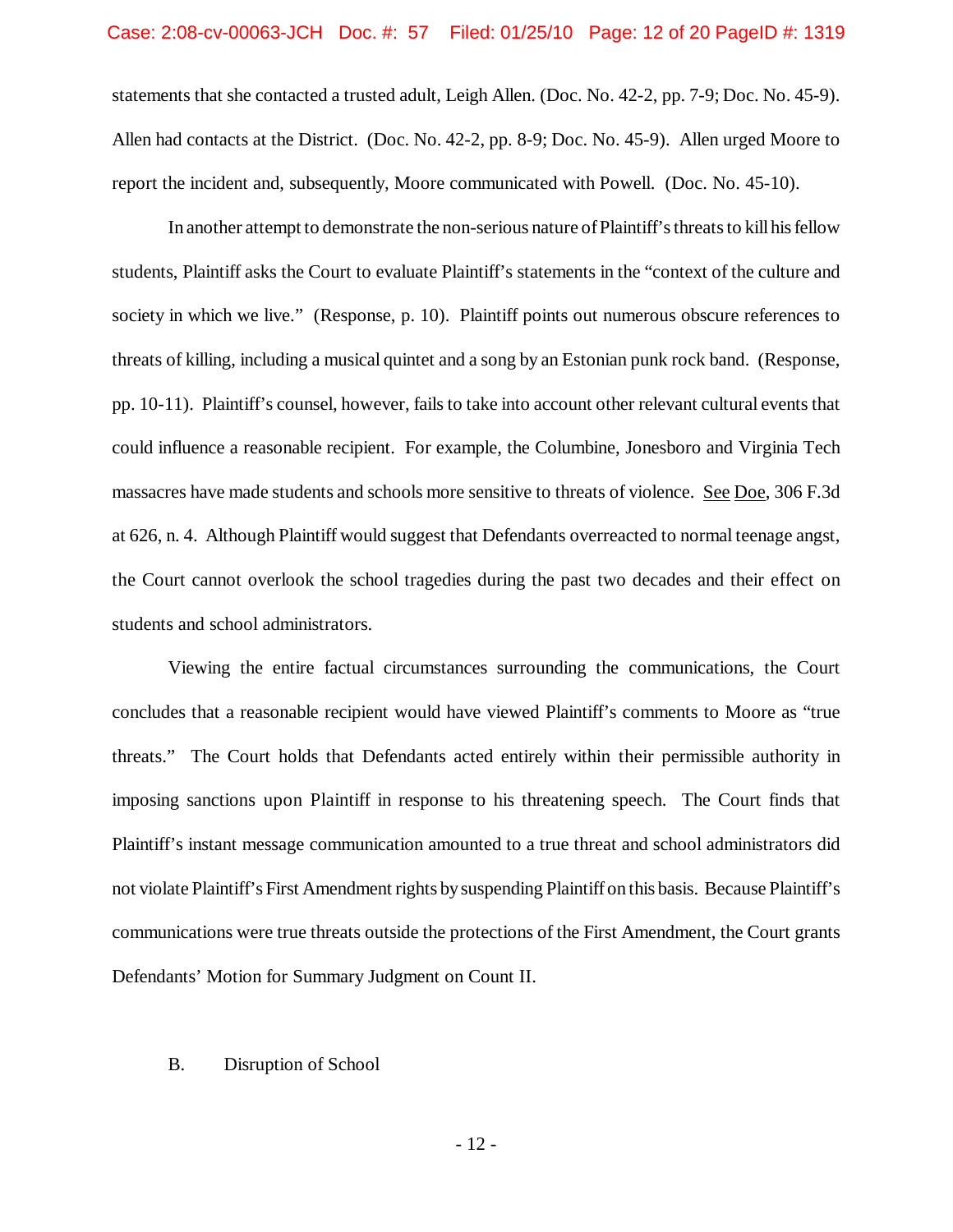statements that she contacted a trusted adult, Leigh Allen. (Doc. No. 42-2, pp. 7-9; Doc. No. 45-9). Allen had contacts at the District. (Doc. No. 42-2, pp. 8-9; Doc. No. 45-9). Allen urged Moore to report the incident and, subsequently, Moore communicated with Powell. (Doc. No. 45-10).

In another attempt to demonstrate the non-serious nature of Plaintiff's threats to kill his fellow students, Plaintiff asks the Court to evaluate Plaintiff's statements in the "context of the culture and society in which we live." (Response, p. 10). Plaintiff points out numerous obscure references to threats of killing, including a musical quintet and a song by an Estonian punk rock band. (Response, pp. 10-11). Plaintiff's counsel, however, fails to take into account other relevant cultural events that could influence a reasonable recipient. For example, the Columbine, Jonesboro and Virginia Tech massacres have made students and schools more sensitive to threats of violence. <u>See</u> <u>Doe</u>, 306 F.3d at 626, n. 4. Although Plaintiff would suggest that Defendants overreacted to normal teenage angst, the Court cannot overlook the school tragedies during the past two decades and their effect on students and school administrators.

Viewing the entire factual circumstances surrounding the communications, the Court concludes that a reasonable recipient would have viewed Plaintiff's comments to Moore as "true threats." The Court holds that Defendants acted entirely within their permissible authority in imposing sanctions upon Plaintiff in response to his threatening speech. The Court finds that Plaintiff's instant message communication amounted to a true threat and school administrators did not violate Plaintiff's First Amendment rights by suspending Plaintiff on this basis. Because Plaintiff's communications were true threats outside the protections of the First Amendment, the Court grants Defendants' Motion for Summary Judgment on Count II.

B. Disruption of School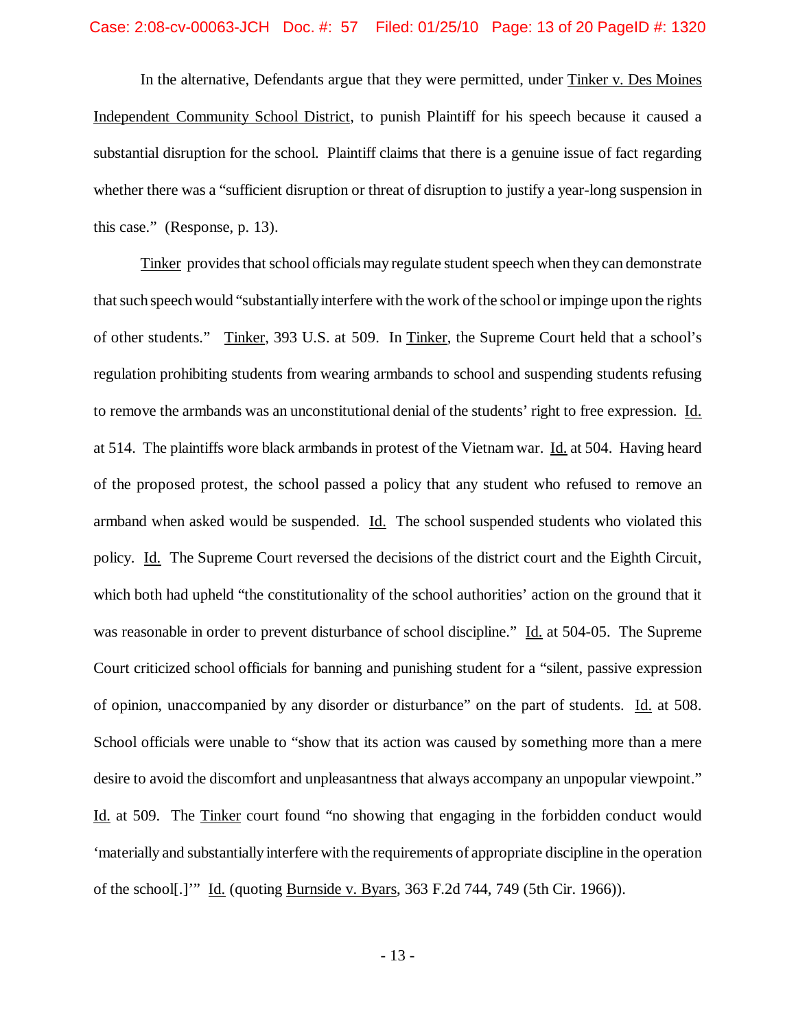In the alternative, Defendants argue that they were permitted, under Tinker v. Des Moines Independent Community School District, to punish Plaintiff for his speech because it caused a substantial disruption for the school. Plaintiff claims that there is a genuine issue of fact regarding whether there was a "sufficient disruption or threat of disruption to justify a year-long suspension in this case." (Response, p. 13).

Tinker provides that school officials may regulate student speech when they can demonstrate that such speech would "substantially interfere with the work of the school or impinge upon the rights of other students." Tinker, 393 U.S. at 509. In Tinker, the Supreme Court held that a school's regulation prohibiting students from wearing armbands to school and suspending students refusing to remove the armbands was an unconstitutional denial of the students' right to free expression. Id. at 514. The plaintiffs wore black armbands in protest of the Vietnam war. Id. at 504. Having heard of the proposed protest, the school passed a policy that any student who refused to remove an armband when asked would be suspended. Id. The school suspended students who violated this policy. Id. The Supreme Court reversed the decisions of the district court and the Eighth Circuit, which both had upheld "the constitutionality of the school authorities' action on the ground that it was reasonable in order to prevent disturbance of school discipline." Id. at 504-05. The Supreme Court criticized school officials for banning and punishing student for a "silent, passive expression of opinion, unaccompanied by any disorder or disturbance" on the part of students. Id. at 508. School officials were unable to "show that its action was caused by something more than a mere desire to avoid the discomfort and unpleasantness that always accompany an unpopular viewpoint." Id. at 509. The Tinker court found "no showing that engaging in the forbidden conduct would 'materially and substantially interfere with the requirements of appropriate discipline in the operation of the school[.]'" Id. (quoting Burnside v. Byars, 363 F.2d 744, 749 (5th Cir. 1966)).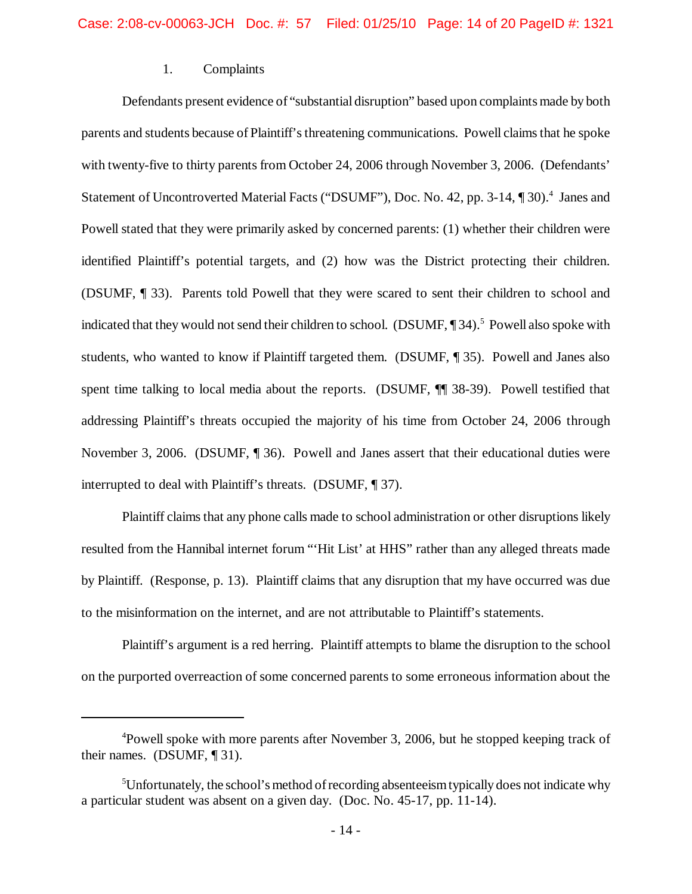1. Complaints

Defendants present evidence of "substantial disruption" based upon complaints made by both parents and students because of Plaintiff's threatening communications. Powell claims that he spoke with twenty-five to thirty parents from October 24, 2006 through November 3, 2006. (Defendants' Statement of Uncontroverted Material Facts ("DSUMF"), Doc. No. 42, pp. 3-14, ¶ 30).[4] Janes and Powell stated that they were primarily asked by concerned parents: (1) whether their children were identified Plaintiff's potential targets, and (2) how was the District protecting their children. (DSUMF, ¶ 33). Parents told Powell that they were scared to sent their children to school and indicated that they would not send their children to school. (DSUMF, ¶ 34).[5] Powell also spoke with students, who wanted to know if Plaintiff targeted them. (DSUMF, ¶ 35). Powell and Janes also spent time talking to local media about the reports. (DSUMF, ¶¶ 38-39). Powell testified that addressing Plaintiff's threats occupied the majority of his time from October 24, 2006 through November 3, 2006. (DSUMF, ¶ 36). Powell and Janes assert that their educational duties were interrupted to deal with Plaintiff's threats. (DSUMF, ¶ 37).

Plaintiff claims that any phone calls made to school administration or other disruptions likely resulted from the Hannibal internet forum "'Hit List' at HHS" rather than any alleged threats made by Plaintiff. (Response, p. 13). Plaintiff claims that any disruption that my have occurred was due to the misinformation on the internet, and are not attributable to Plaintiff's statements.

Plaintiff's argument is a red herring. Plaintiff attempts to blame the disruption to the school on the purported overreaction of some concerned parents to some erroneous information about the

---

[4]Powell spoke with more parents after November 3, 2006, but he stopped keeping track of their names. (DSUMF, ¶ 31).

[5]Unfortunately, the school's method of recording absenteeism typically does not indicate why a particular student was absent on a given day. (Doc. No. 45-17, pp. 11-14).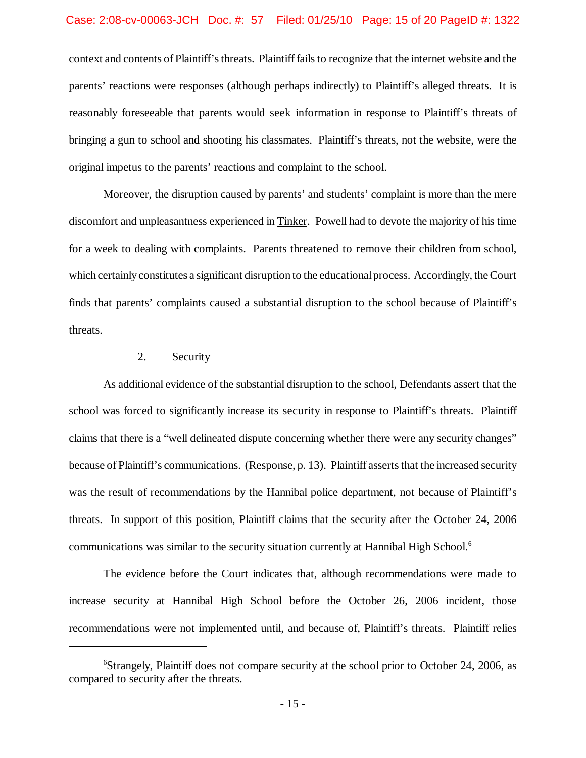context and contents of Plaintiff's threats. Plaintiff fails to recognize that the internet website and the parents' reactions were responses (although perhaps indirectly) to Plaintiff's alleged threats. It is reasonably foreseeable that parents would seek information in response to Plaintiff's threats of bringing a gun to school and shooting his classmates. Plaintiff's threats, not the website, were the original impetus to the parents' reactions and complaint to the school.

Moreover, the disruption caused by parents' and students' complaint is more than the mere discomfort and unpleasantness experienced in Tinker. Powell had to devote the majority of his time for a week to dealing with complaints. Parents threatened to remove their children from school, which certainly constitutes a significant disruption to the educational process. Accordingly, the Court finds that parents' complaints caused a substantial disruption to the school because of Plaintiff's threats.

2. Security

As additional evidence of the substantial disruption to the school, Defendants assert that the school was forced to significantly increase its security in response to Plaintiff's threats. Plaintiff claims that there is a "well delineated dispute concerning whether there were any security changes" because of Plaintiff's communications. (Response, p. 13). Plaintiff asserts that the increased security was the result of recommendations by the Hannibal police department, not because of Plaintiff's threats. In support of this position, Plaintiff claims that the security after the October 24, 2006 communications was similar to the security situation currently at Hannibal High School.[6]

The evidence before the Court indicates that, although recommendations were made to increase security at Hannibal High School before the October 26, 2006 incident, those recommendations were not implemented until, and because of, Plaintiff's threats. Plaintiff relies

[6]Strangely, Plaintiff does not compare security at the school prior to October 24, 2006, as compared to security after the threats.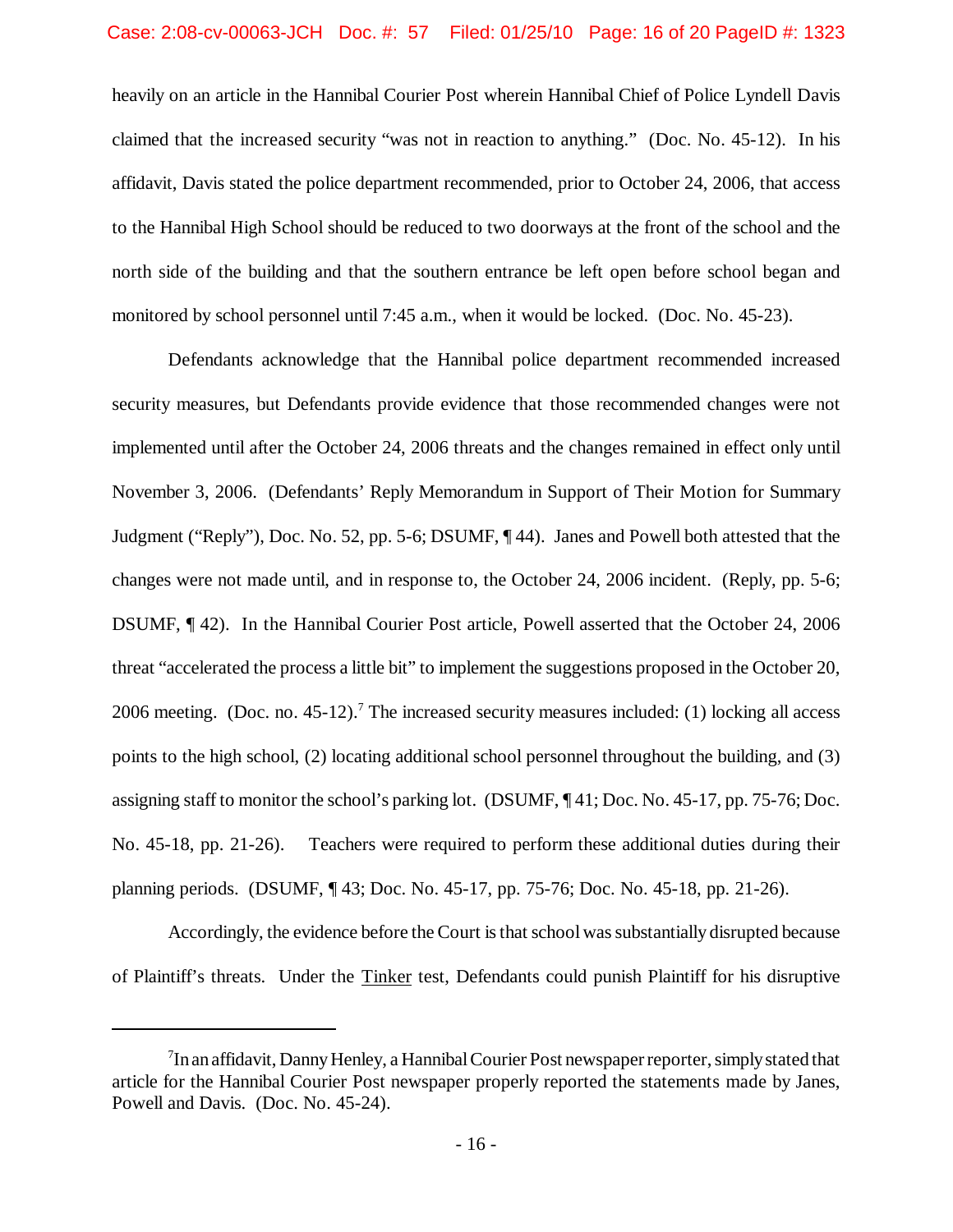heavily on an article in the Hannibal Courier Post wherein Hannibal Chief of Police Lyndell Davis claimed that the increased security "was not in reaction to anything." (Doc. No. 45-12). In his affidavit, Davis stated the police department recommended, prior to October 24, 2006, that access to the Hannibal High School should be reduced to two doorways at the front of the school and the north side of the building and that the southern entrance be left open before school began and monitored by school personnel until 7:45 a.m., when it would be locked. (Doc. No. 45-23).

Defendants acknowledge that the Hannibal police department recommended increased security measures, but Defendants provide evidence that those recommended changes were not implemented until after the October 24, 2006 threats and the changes remained in effect only until November 3, 2006. (Defendants' Reply Memorandum in Support of Their Motion for Summary Judgment ("Reply"), Doc. No. 52, pp. 5-6; DSUMF, ¶ 44). Janes and Powell both attested that the changes were not made until, and in response to, the October 24, 2006 incident. (Reply, pp. 5-6; DSUMF, ¶ 42). In the Hannibal Courier Post article, Powell asserted that the October 24, 2006 threat "accelerated the process a little bit" to implement the suggestions proposed in the October 20, 2006 meeting. (Doc. no. 45-12).[7] The increased security measures included: (1) locking all access points to the high school, (2) locating additional school personnel throughout the building, and (3) assigning staff to monitor the school's parking lot. (DSUMF, ¶ 41; Doc. No. 45-17, pp. 75-76; Doc. No. 45-18, pp. 21-26). Teachers were required to perform these additional duties during their planning periods. (DSUMF, ¶ 43; Doc. No. 45-17, pp. 75-76; Doc. No. 45-18, pp. 21-26).

Accordingly, the evidence before the Court is that school was substantially disrupted because of Plaintiff's threats. Under the Tinker test, Defendants could punish Plaintiff for his disruptive

---

[7] In an affidavit, Danny Henley, a Hannibal Courier Post newspaper reporter, simply stated that article for the Hannibal Courier Post newspaper properly reported the statements made by Janes, Powell and Davis. (Doc. No. 45-24).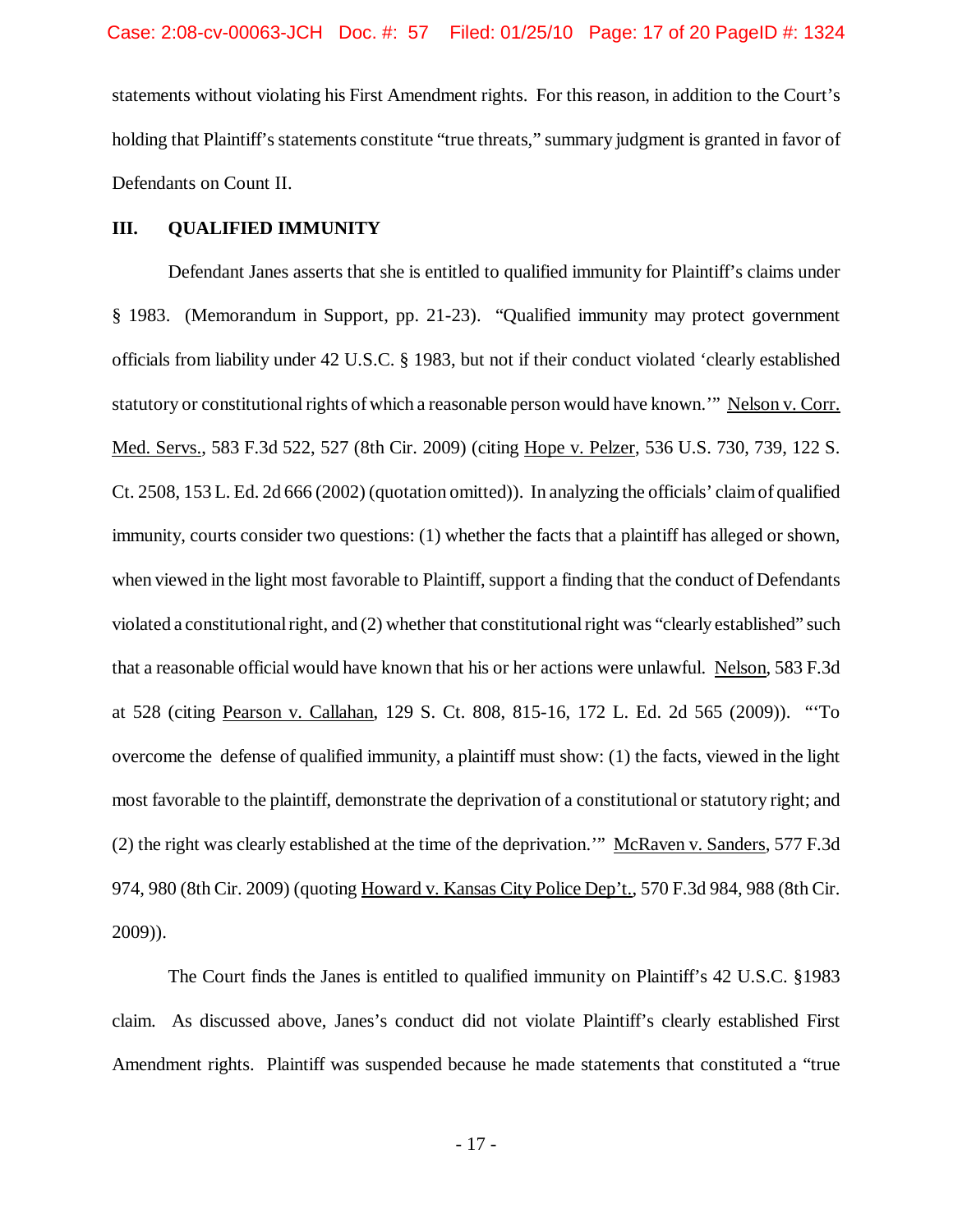statements without violating his First Amendment rights. For this reason, in addition to the Court's holding that Plaintiff's statements constitute "true threats," summary judgment is granted in favor of Defendants on Count II.

## III. QUALIFIED IMMUNITY

Defendant Janes asserts that she is entitled to qualified immunity for Plaintiff's claims under § 1983. (Memorandum in Support, pp. 21-23). "Qualified immunity may protect government officials from liability under 42 U.S.C. § 1983, but not if their conduct violated 'clearly established statutory or constitutional rights of which a reasonable person would have known.'" Nelson v. Corr. Med. Servs., 583 F.3d 522, 527 (8th Cir. 2009) (citing Hope v. Pelzer, 536 U.S. 730, 739, 122 S. Ct. 2508, 153 L. Ed. 2d 666 (2002) (quotation omitted)). In analyzing the officials' claim of qualified immunity, courts consider two questions: (1) whether the facts that a plaintiff has alleged or shown, when viewed in the light most favorable to Plaintiff, support a finding that the conduct of Defendants violated a constitutional right, and (2) whether that constitutional right was "clearly established" such that a reasonable official would have known that his or her actions were unlawful. Nelson, 583 F.3d at 528 (citing Pearson v. Callahan, 129 S. Ct. 808, 815-16, 172 L. Ed. 2d 565 (2009)). "'To overcome the defense of qualified immunity, a plaintiff must show: (1) the facts, viewed in the light most favorable to the plaintiff, demonstrate the deprivation of a constitutional or statutory right; and (2) the right was clearly established at the time of the deprivation.'" McRaven v. Sanders, 577 F.3d 974, 980 (8th Cir. 2009) (quoting Howard v. Kansas City Police Dep't., 570 F.3d 984, 988 (8th Cir. 2009)).

The Court finds the Janes is entitled to qualified immunity on Plaintiff's 42 U.S.C. §1983 claim. As discussed above, Janes's conduct did not violate Plaintiff's clearly established First Amendment rights. Plaintiff was suspended because he made statements that constituted a "true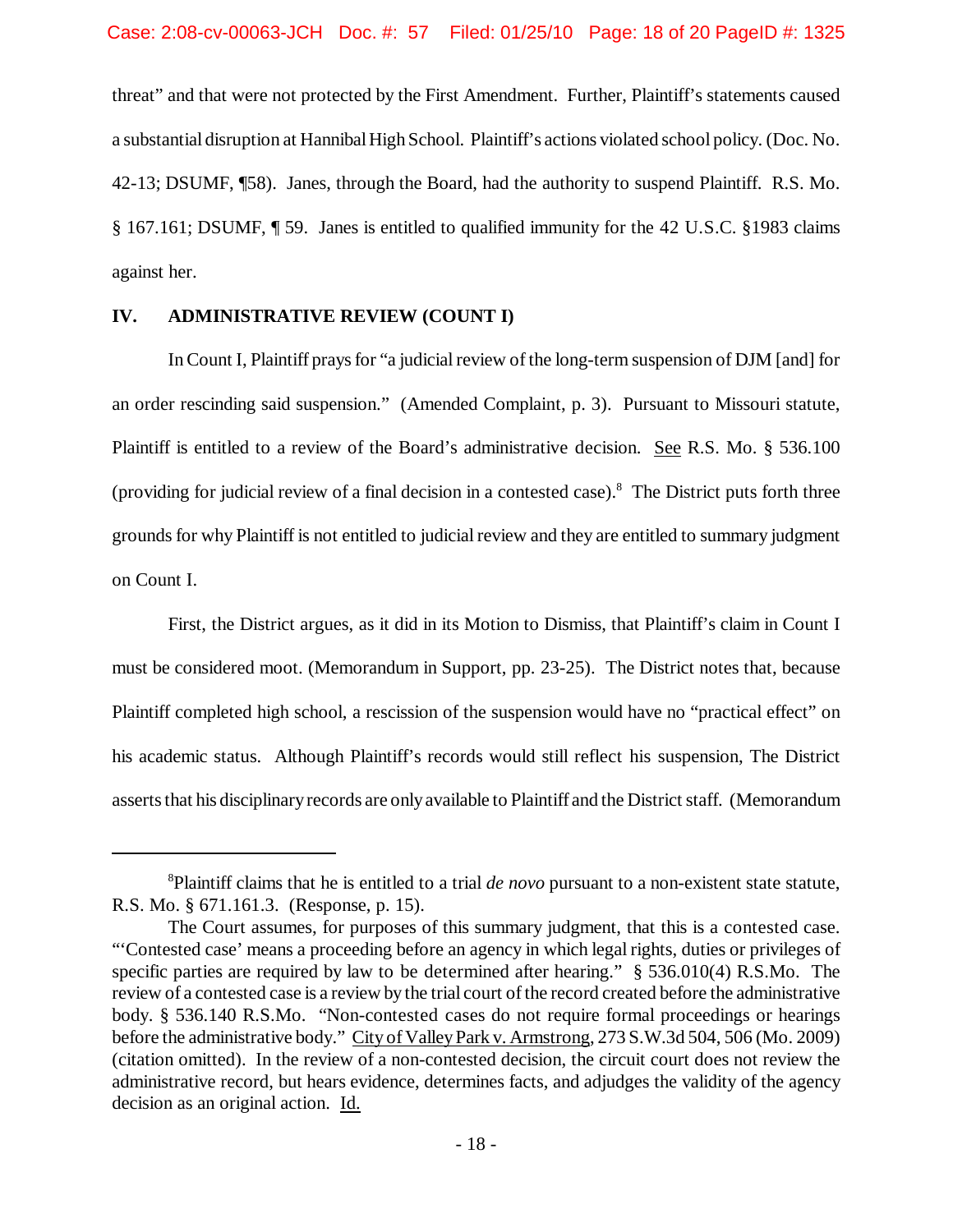threat" and that were not protected by the First Amendment. Further, Plaintiff's statements caused a substantial disruption at Hannibal High School. Plaintiff's actions violated school policy. (Doc. No. 42-13; DSUMF, ¶58). Janes, through the Board, had the authority to suspend Plaintiff. R.S. Mo. § 167.161; DSUMF, ¶ 59. Janes is entitled to qualified immunity for the 42 U.S.C. §1983 claims against her.

## IV. ADMINISTRATIVE REVIEW (COUNT I)

In Count I, Plaintiff prays for "a judicial review of the long-term suspension of DJM [and] for an order rescinding said suspension." (Amended Complaint, p. 3). Pursuant to Missouri statute, Plaintiff is entitled to a review of the Board's administrative decision. See R.S. Mo. § 536.100 (providing for judicial review of a final decision in a contested case).[8] The District puts forth three grounds for why Plaintiff is not entitled to judicial review and they are entitled to summary judgment on Count I.

First, the District argues, as it did in its Motion to Dismiss, that Plaintiff's claim in Count I must be considered moot. (Memorandum in Support, pp. 23-25). The District notes that, because Plaintiff completed high school, a rescission of the suspension would have no "practical effect" on his academic status. Although Plaintiff's records would still reflect his suspension, The District asserts that his disciplinary records are only available to Plaintiff and the District staff. (Memorandum

---

[8] Plaintiff claims that he is entitled to a trial *de novo* pursuant to a non-existent state statute, R.S. Mo. § 671.161.3. (Response, p. 15).

The Court assumes, for purposes of this summary judgment, that this is a contested case. "'Contested case' means a proceeding before an agency in which legal rights, duties or privileges of specific parties are required by law to be determined after hearing." § 536.010(4) R.S.Mo. The review of a contested case is a review by the trial court of the record created before the administrative body. § 536.140 R.S.Mo. "Non-contested cases do not require formal proceedings or hearings before the administrative body." City of Valley Park v. Armstrong, 273 S.W.3d 504, 506 (Mo. 2009) (citation omitted). In the review of a non-contested decision, the circuit court does not review the administrative record, but hears evidence, determines facts, and adjudges the validity of the agency decision as an original action. Id.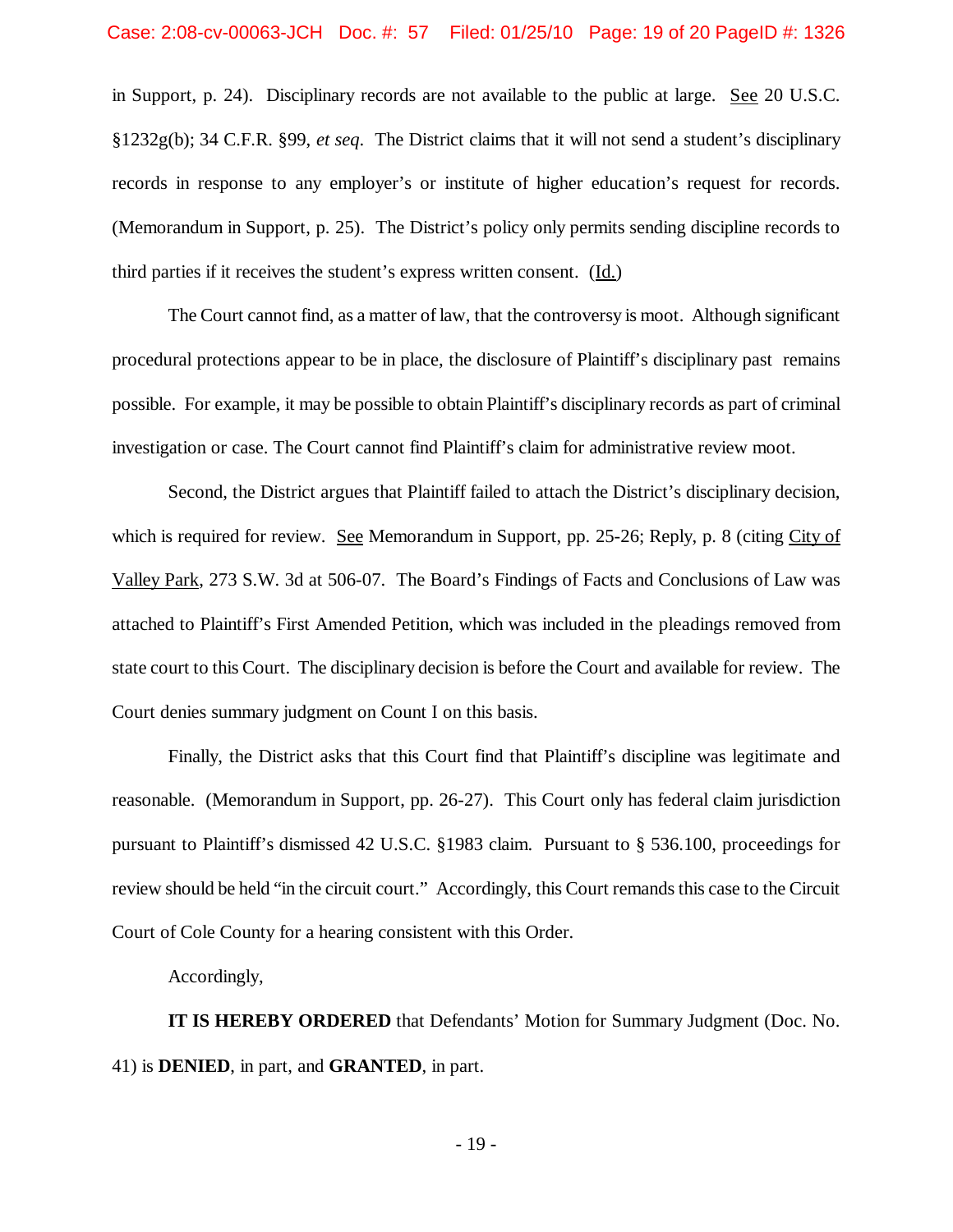in Support, p. 24). Disciplinary records are not available to the public at large. See 20 U.S.C. §1232g(b); 34 C.F.R. §99, *et seq*. The District claims that it will not send a student's disciplinary records in response to any employer's or institute of higher education's request for records. (Memorandum in Support, p. 25). The District's policy only permits sending discipline records to third parties if it receives the student's express written consent. (Id.)

The Court cannot find, as a matter of law, that the controversy is moot. Although significant procedural protections appear to be in place, the disclosure of Plaintiff's disciplinary past remains possible. For example, it may be possible to obtain Plaintiff's disciplinary records as part of criminal investigation or case. The Court cannot find Plaintiff's claim for administrative review moot.

Second, the District argues that Plaintiff failed to attach the District's disciplinary decision, which is required for review. See Memorandum in Support, pp. 25-26; Reply, p. 8 (citing City of Valley Park, 273 S.W. 3d at 506-07. The Board's Findings of Facts and Conclusions of Law was attached to Plaintiff's First Amended Petition, which was included in the pleadings removed from state court to this Court. The disciplinary decision is before the Court and available for review. The Court denies summary judgment on Count I on this basis.

Finally, the District asks that this Court find that Plaintiff's discipline was legitimate and reasonable. (Memorandum in Support, pp. 26-27). This Court only has federal claim jurisdiction pursuant to Plaintiff's dismissed 42 U.S.C. §1983 claim. Pursuant to § 536.100, proceedings for review should be held "in the circuit court." Accordingly, this Court remands this case to the Circuit Court of Cole County for a hearing consistent with this Order.

Accordingly,

**IT IS HEREBY ORDERED** that Defendants' Motion for Summary Judgment (Doc. No. 41) is **DENIED**, in part, and **GRANTED**, in part.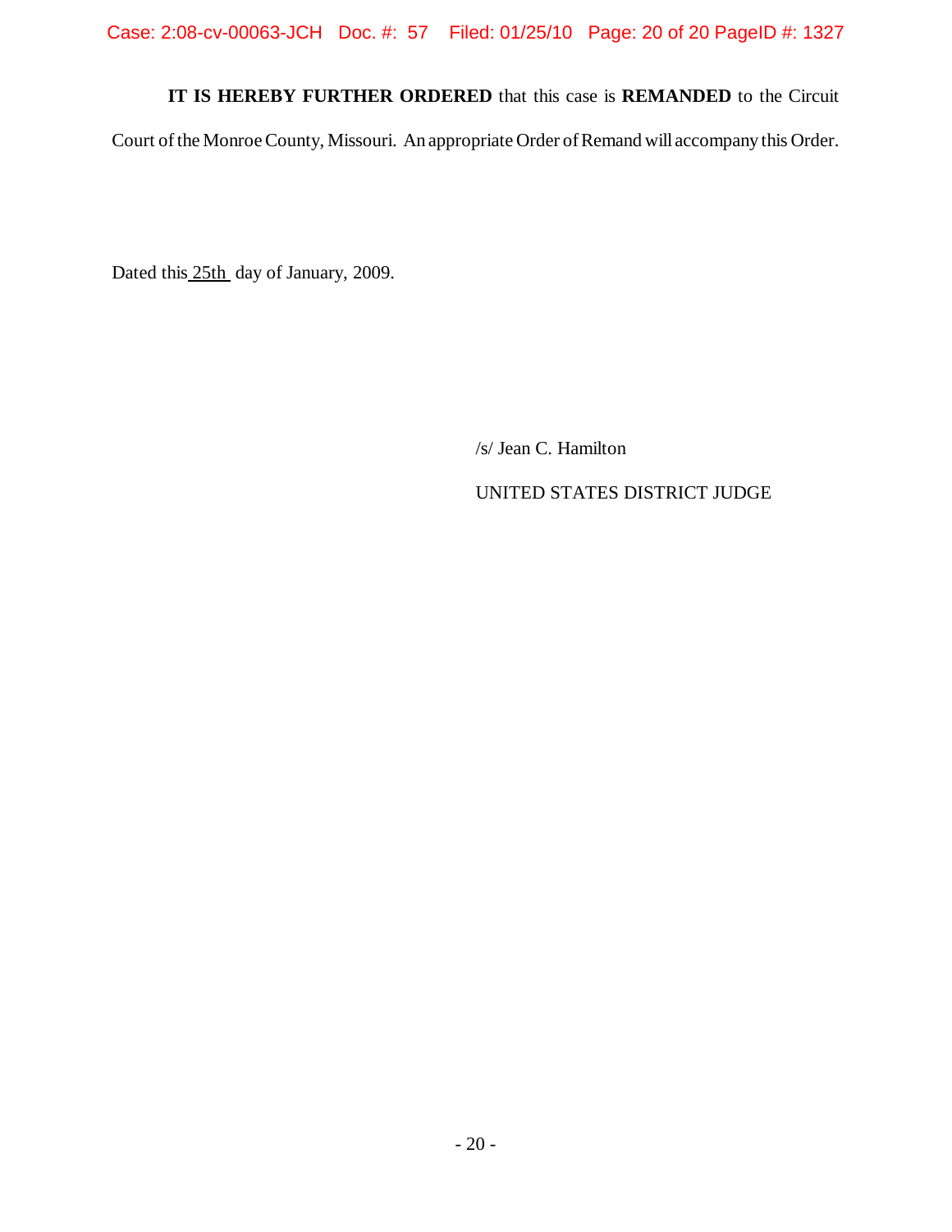**IT IS HEREBY FURTHER ORDERED** that this case is **REMANDED** to the Circuit Court of the Monroe County, Missouri. An appropriate Order of Remand will accompany this Order.

Dated this 25th day of January, 2009.

/s/ Jean C. Hamilton

UNITED STATES DISTRICT JUDGE